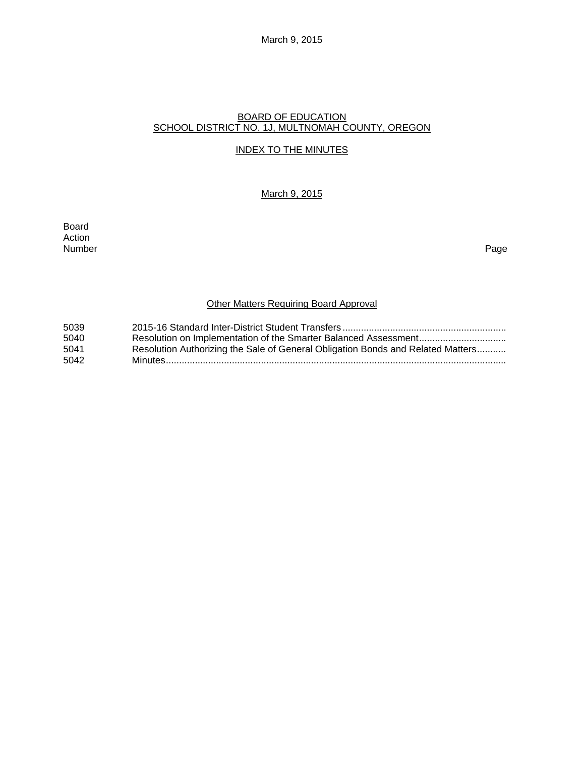## BOARD OF EDUCATION
## SCHOOL DISTRICT NO. 1J, MULTNOMAH COUNTY, OREGON

### INDEX TO THE MINUTES

March 9, 2015

| Board Action Number | | Page |
|---|---|---|

### Other Matters Requiring Board Approval

| | | |
|---|---|---|
| 5039 | 2015-16 Standard Inter-District Student Transfers | |
| 5040 | Resolution on Implementation of the Smarter Balanced Assessment | |
| 5041 | Resolution Authorizing the Sale of General Obligation Bonds and Related Matters | |
| 5042 | Minutes | |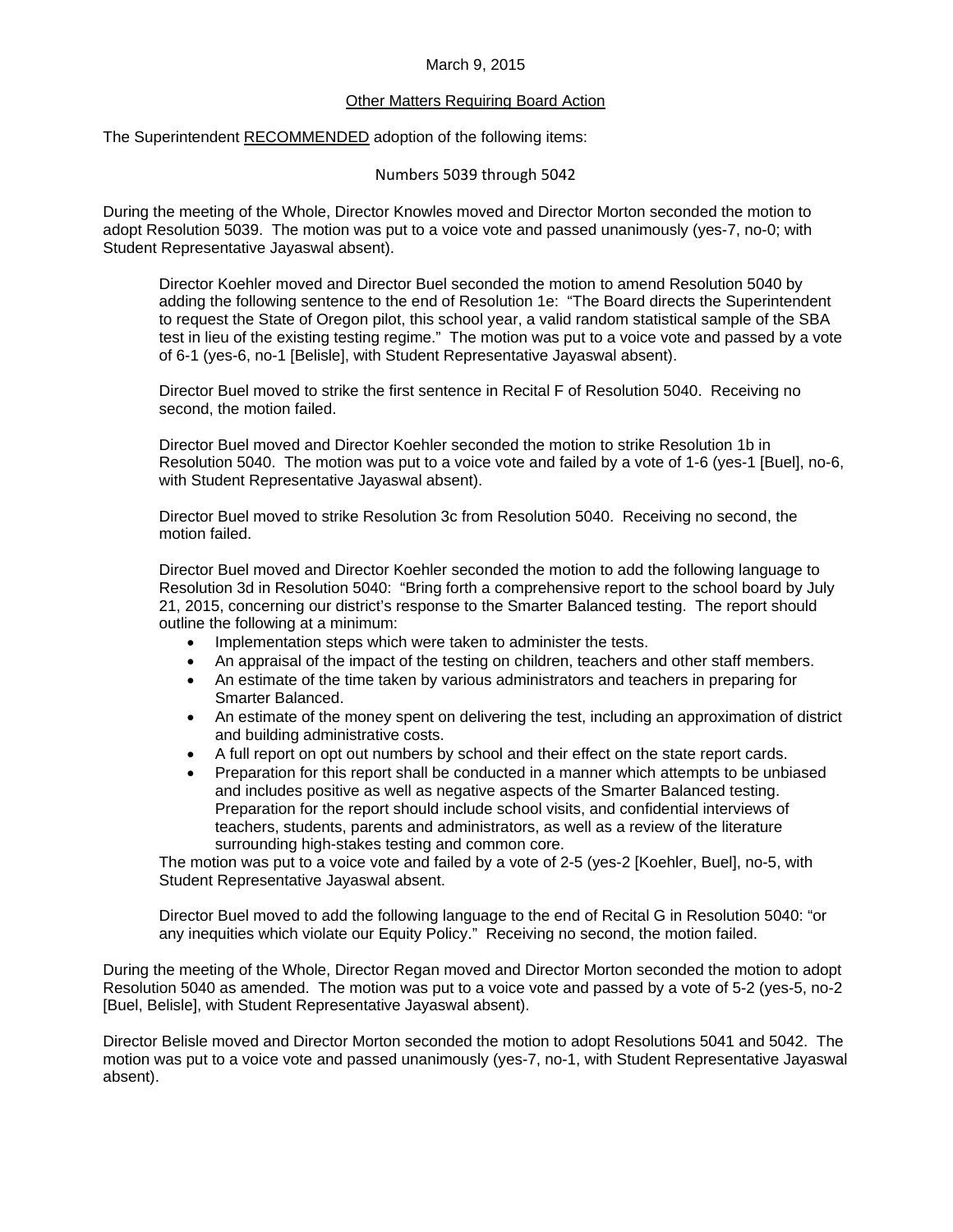March 9, 2015

Other Matters Requiring Board Action

The Superintendent RECOMMENDED adoption of the following items:

Numbers 5039 through 5042

During the meeting of the Whole, Director Knowles moved and Director Morton seconded the motion to adopt Resolution 5039. The motion was put to a voice vote and passed unanimously (yes-7, no-0; with Student Representative Jayaswal absent).

> Director Koehler moved and Director Buel seconded the motion to amend Resolution 5040 by adding the following sentence to the end of Resolution 1e: "The Board directs the Superintendent to request the State of Oregon pilot, this school year, a valid random statistical sample of the SBA test in lieu of the existing testing regime." The motion was put to a voice vote and passed by a vote of 6-1 (yes-6, no-1 [Belisle], with Student Representative Jayaswal absent).
>
> Director Buel moved to strike the first sentence in Recital F of Resolution 5040. Receiving no second, the motion failed.
>
> Director Buel moved and Director Koehler seconded the motion to strike Resolution 1b in Resolution 5040. The motion was put to a voice vote and failed by a vote of 1-6 (yes-1 [Buel], no-6, with Student Representative Jayaswal absent).
>
> Director Buel moved to strike Resolution 3c from Resolution 5040. Receiving no second, the motion failed.
>
> Director Buel moved and Director Koehler seconded the motion to add the following language to Resolution 3d in Resolution 5040: "Bring forth a comprehensive report to the school board by July 21, 2015, concerning our district's response to the Smarter Balanced testing. The report should outline the following at a minimum:
>
> - Implementation steps which were taken to administer the tests.
> - An appraisal of the impact of the testing on children, teachers and other staff members.
> - An estimate of the time taken by various administrators and teachers in preparing for Smarter Balanced.
> - An estimate of the money spent on delivering the test, including an approximation of district and building administrative costs.
> - A full report on opt out numbers by school and their effect on the state report cards.
> - Preparation for this report shall be conducted in a manner which attempts to be unbiased and includes positive as well as negative aspects of the Smarter Balanced testing. Preparation for the report should include school visits, and confidential interviews of teachers, students, parents and administrators, as well as a review of the literature surrounding high-stakes testing and common core.
>
> The motion was put to a voice vote and failed by a vote of 2-5 (yes-2 [Koehler, Buel], no-5, with Student Representative Jayaswal absent.
>
> Director Buel moved to add the following language to the end of Recital G in Resolution 5040: "or any inequities which violate our Equity Policy." Receiving no second, the motion failed.

During the meeting of the Whole, Director Regan moved and Director Morton seconded the motion to adopt Resolution 5040 as amended. The motion was put to a voice vote and passed by a vote of 5-2 (yes-5, no-2 [Buel, Belisle], with Student Representative Jayaswal absent).

Director Belisle moved and Director Morton seconded the motion to adopt Resolutions 5041 and 5042. The motion was put to a voice vote and passed unanimously (yes-7, no-1, with Student Representative Jayaswal absent).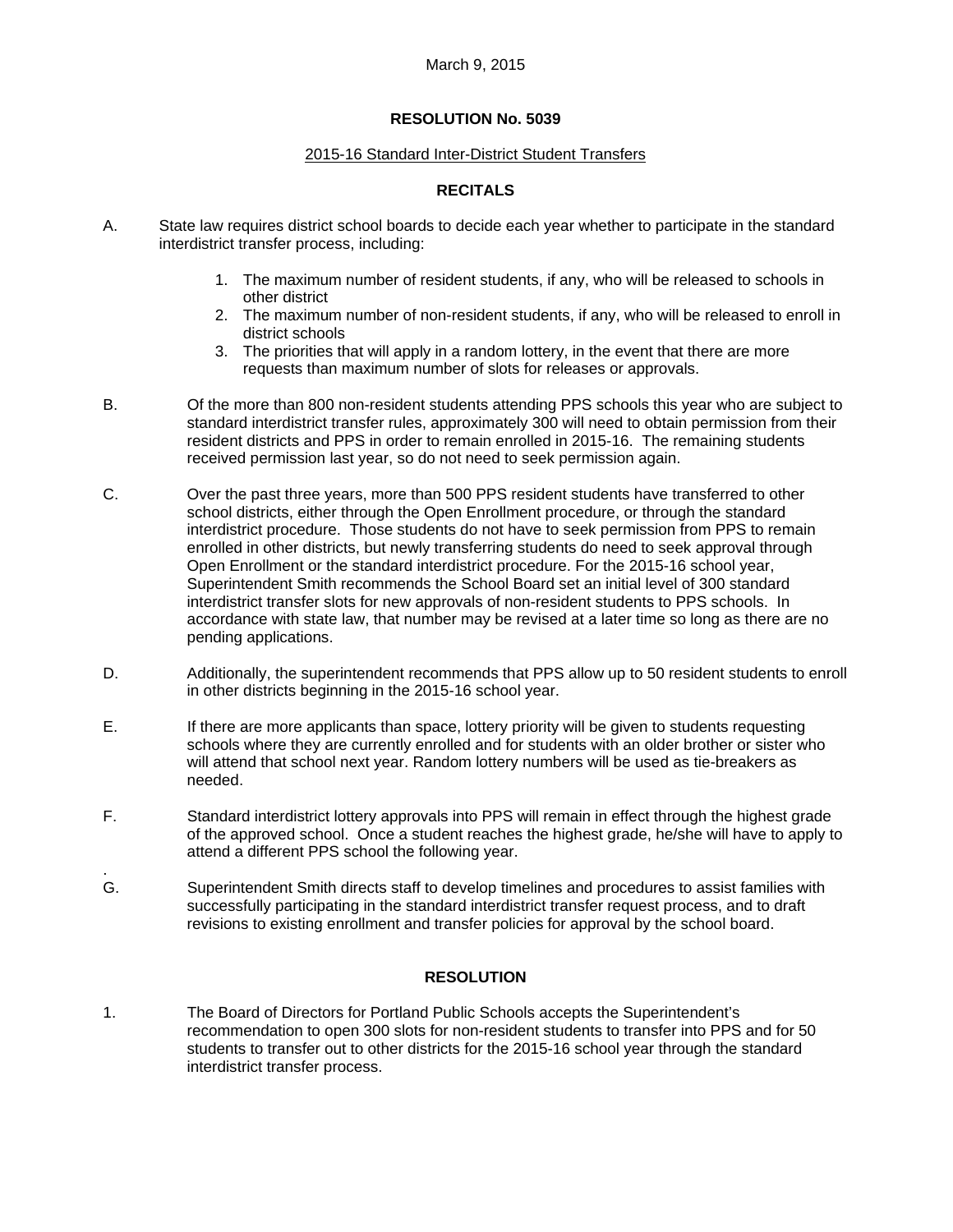March 9, 2015

**RESOLUTION No. 5039**

2015-16 Standard Inter-District Student Transfers

**RECITALS**

A. State law requires district school boards to decide each year whether to participate in the standard interdistrict transfer process, including:

   1. The maximum number of resident students, if any, who will be released to schools in other district
   2. The maximum number of non-resident students, if any, who will be released to enroll in district schools
   3. The priorities that will apply in a random lottery, in the event that there are more requests than maximum number of slots for releases or approvals.

B. Of the more than 800 non-resident students attending PPS schools this year who are subject to standard interdistrict transfer rules, approximately 300 will need to obtain permission from their resident districts and PPS in order to remain enrolled in 2015-16. The remaining students received permission last year, so do not need to seek permission again.

C. Over the past three years, more than 500 PPS resident students have transferred to other school districts, either through the Open Enrollment procedure, or through the standard interdistrict procedure. Those students do not have to seek permission from PPS to remain enrolled in other districts, but newly transferring students do need to seek approval through Open Enrollment or the standard interdistrict procedure. For the 2015-16 school year, Superintendent Smith recommends the School Board set an initial level of 300 standard interdistrict transfer slots for new approvals of non-resident students to PPS schools. In accordance with state law, that number may be revised at a later time so long as there are no pending applications.

D. Additionally, the superintendent recommends that PPS allow up to 50 resident students to enroll in other districts beginning in the 2015-16 school year.

E. If there are more applicants than space, lottery priority will be given to students requesting schools where they are currently enrolled and for students with an older brother or sister who will attend that school next year. Random lottery numbers will be used as tie-breakers as needed.

F. Standard interdistrict lottery approvals into PPS will remain in effect through the highest grade of the approved school. Once a student reaches the highest grade, he/she will have to apply to attend a different PPS school the following year.

.

G. Superintendent Smith directs staff to develop timelines and procedures to assist families with successfully participating in the standard interdistrict transfer request process, and to draft revisions to existing enrollment and transfer policies for approval by the school board.

**RESOLUTION**

1. The Board of Directors for Portland Public Schools accepts the Superintendent's recommendation to open 300 slots for non-resident students to transfer into PPS and for 50 students to transfer out to other districts for the 2015-16 school year through the standard interdistrict transfer process.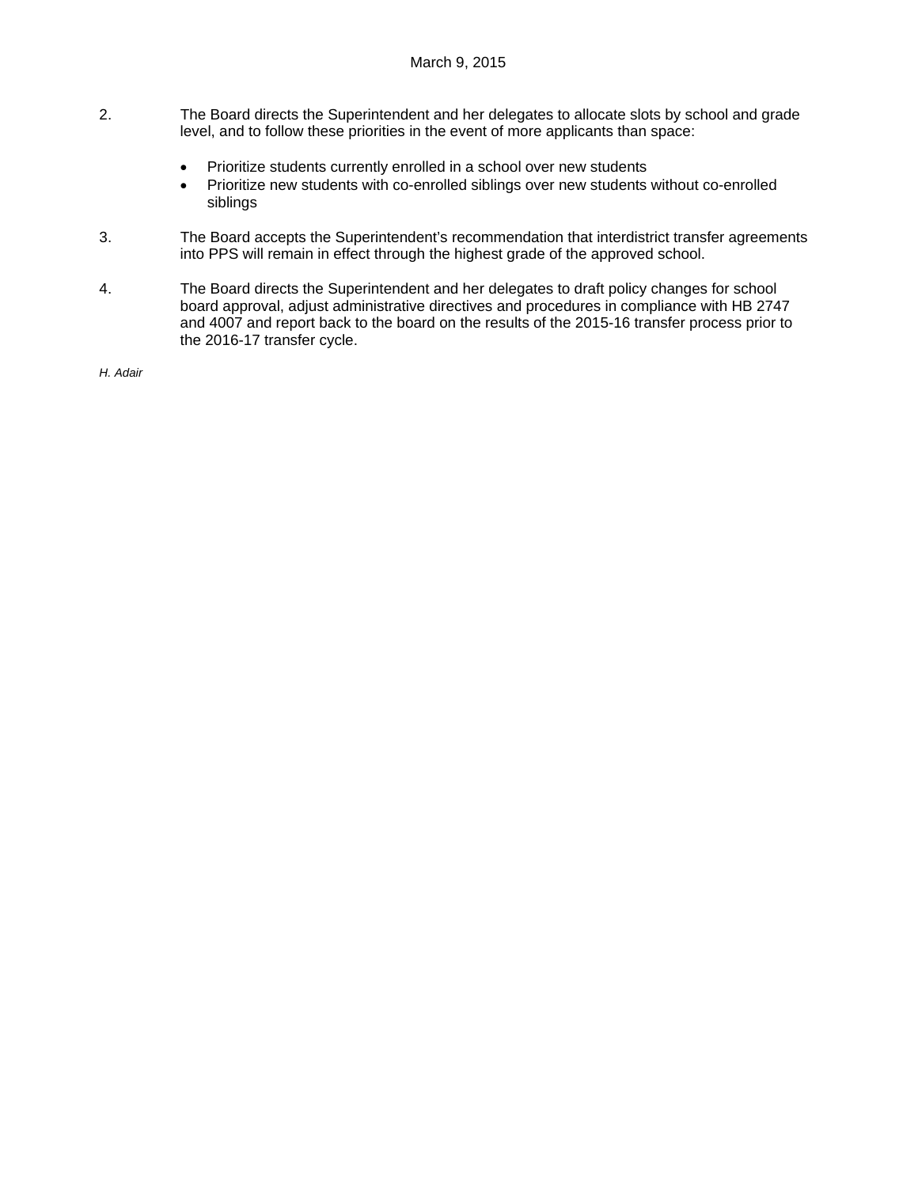2. The Board directs the Superintendent and her delegates to allocate slots by school and grade level, and to follow these priorities in the event of more applicants than space:

   - Prioritize students currently enrolled in a school over new students
   - Prioritize new students with co-enrolled siblings over new students without co-enrolled siblings

3. The Board accepts the Superintendent's recommendation that interdistrict transfer agreements into PPS will remain in effect through the highest grade of the approved school.

4. The Board directs the Superintendent and her delegates to draft policy changes for school board approval, adjust administrative directives and procedures in compliance with HB 2747 and 4007 and report back to the board on the results of the 2015-16 transfer process prior to the 2016-17 transfer cycle.

*H. Adair*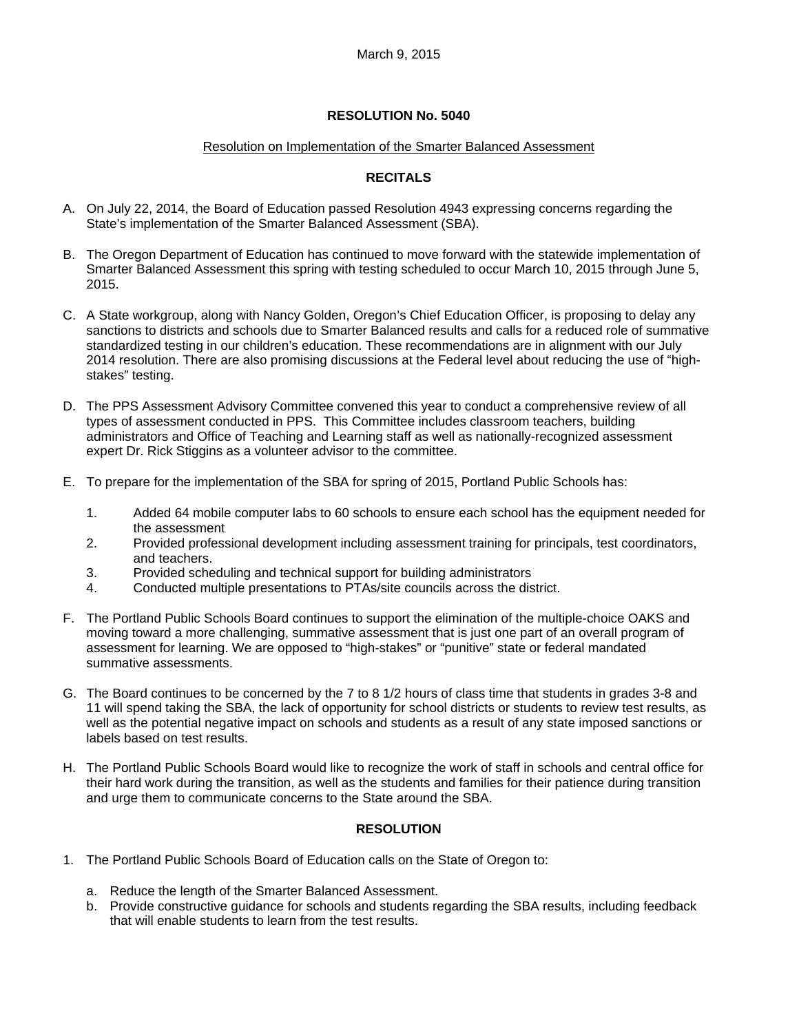March 9, 2015

# RESOLUTION No. 5040

Resolution on Implementation of the Smarter Balanced Assessment

## RECITALS

A. On July 22, 2014, the Board of Education passed Resolution 4943 expressing concerns regarding the State's implementation of the Smarter Balanced Assessment (SBA).

B. The Oregon Department of Education has continued to move forward with the statewide implementation of Smarter Balanced Assessment this spring with testing scheduled to occur March 10, 2015 through June 5, 2015.

C. A State workgroup, along with Nancy Golden, Oregon's Chief Education Officer, is proposing to delay any sanctions to districts and schools due to Smarter Balanced results and calls for a reduced role of summative standardized testing in our children's education. These recommendations are in alignment with our July 2014 resolution. There are also promising discussions at the Federal level about reducing the use of "high-stakes" testing.

D. The PPS Assessment Advisory Committee convened this year to conduct a comprehensive review of all types of assessment conducted in PPS. This Committee includes classroom teachers, building administrators and Office of Teaching and Learning staff as well as nationally-recognized assessment expert Dr. Rick Stiggins as a volunteer advisor to the committee.

E. To prepare for the implementation of the SBA for spring of 2015, Portland Public Schools has:

   1. Added 64 mobile computer labs to 60 schools to ensure each school has the equipment needed for the assessment
   2. Provided professional development including assessment training for principals, test coordinators, and teachers.
   3. Provided scheduling and technical support for building administrators
   4. Conducted multiple presentations to PTAs/site councils across the district.

F. The Portland Public Schools Board continues to support the elimination of the multiple-choice OAKS and moving toward a more challenging, summative assessment that is just one part of an overall program of assessment for learning. We are opposed to "high-stakes" or "punitive" state or federal mandated summative assessments.

G. The Board continues to be concerned by the 7 to 8 1/2 hours of class time that students in grades 3-8 and 11 will spend taking the SBA, the lack of opportunity for school districts or students to review test results, as well as the potential negative impact on schools and students as a result of any state imposed sanctions or labels based on test results.

H. The Portland Public Schools Board would like to recognize the work of staff in schools and central office for their hard work during the transition, as well as the students and families for their patience during transition and urge them to communicate concerns to the State around the SBA.

## RESOLUTION

1. The Portland Public Schools Board of Education calls on the State of Oregon to:

   a. Reduce the length of the Smarter Balanced Assessment.
   b. Provide constructive guidance for schools and students regarding the SBA results, including feedback that will enable students to learn from the test results.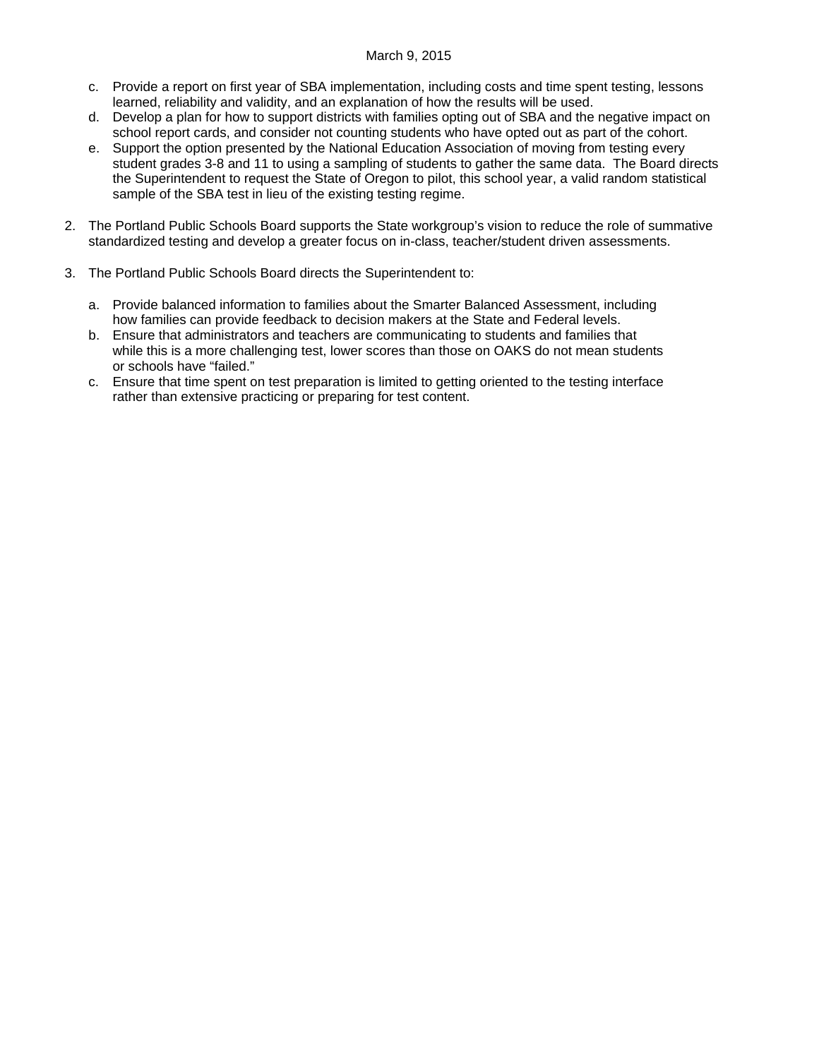March 9, 2015

c. Provide a report on first year of SBA implementation, including costs and time spent testing, lessons learned, reliability and validity, and an explanation of how the results will be used.
d. Develop a plan for how to support districts with families opting out of SBA and the negative impact on school report cards, and consider not counting students who have opted out as part of the cohort.
e. Support the option presented by the National Education Association of moving from testing every student grades 3-8 and 11 to using a sampling of students to gather the same data. The Board directs the Superintendent to request the State of Oregon to pilot, this school year, a valid random statistical sample of the SBA test in lieu of the existing testing regime.

2. The Portland Public Schools Board supports the State workgroup's vision to reduce the role of summative standardized testing and develop a greater focus on in-class, teacher/student driven assessments.

3. The Portland Public Schools Board directs the Superintendent to:

   a. Provide balanced information to families about the Smarter Balanced Assessment, including how families can provide feedback to decision makers at the State and Federal levels.
   b. Ensure that administrators and teachers are communicating to students and families that while this is a more challenging test, lower scores than those on OAKS do not mean students or schools have "failed."
   c. Ensure that time spent on test preparation is limited to getting oriented to the testing interface rather than extensive practicing or preparing for test content.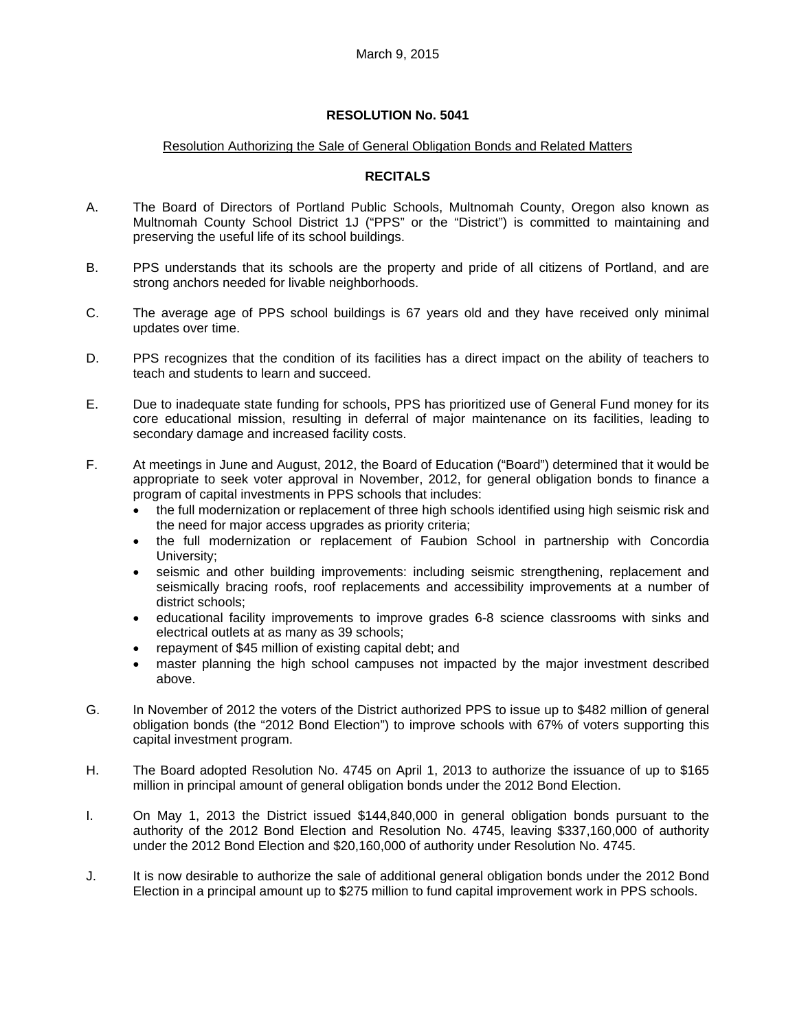March 9, 2015

**RESOLUTION No. 5041**

Resolution Authorizing the Sale of General Obligation Bonds and Related Matters

**RECITALS**

A. The Board of Directors of Portland Public Schools, Multnomah County, Oregon also known as Multnomah County School District 1J ("PPS" or the "District") is committed to maintaining and preserving the useful life of its school buildings.

B. PPS understands that its schools are the property and pride of all citizens of Portland, and are strong anchors needed for livable neighborhoods.

C. The average age of PPS school buildings is 67 years old and they have received only minimal updates over time.

D. PPS recognizes that the condition of its facilities has a direct impact on the ability of teachers to teach and students to learn and succeed.

E. Due to inadequate state funding for schools, PPS has prioritized use of General Fund money for its core educational mission, resulting in deferral of major maintenance on its facilities, leading to secondary damage and increased facility costs.

F. At meetings in June and August, 2012, the Board of Education ("Board") determined that it would be appropriate to seek voter approval in November, 2012, for general obligation bonds to finance a program of capital investments in PPS schools that includes:
   - the full modernization or replacement of three high schools identified using high seismic risk and the need for major access upgrades as priority criteria;
   - the full modernization or replacement of Faubion School in partnership with Concordia University;
   - seismic and other building improvements: including seismic strengthening, replacement and seismically bracing roofs, roof replacements and accessibility improvements at a number of district schools;
   - educational facility improvements to improve grades 6-8 science classrooms with sinks and electrical outlets at as many as 39 schools;
   - repayment of $45 million of existing capital debt; and
   - master planning the high school campuses not impacted by the major investment described above.

G. In November of 2012 the voters of the District authorized PPS to issue up to $482 million of general obligation bonds (the "2012 Bond Election") to improve schools with 67% of voters supporting this capital investment program.

H. The Board adopted Resolution No. 4745 on April 1, 2013 to authorize the issuance of up to $165 million in principal amount of general obligation bonds under the 2012 Bond Election.

I. On May 1, 2013 the District issued $144,840,000 in general obligation bonds pursuant to the authority of the 2012 Bond Election and Resolution No. 4745, leaving $337,160,000 of authority under the 2012 Bond Election and $20,160,000 of authority under Resolution No. 4745.

J. It is now desirable to authorize the sale of additional general obligation bonds under the 2012 Bond Election in a principal amount up to $275 million to fund capital improvement work in PPS schools.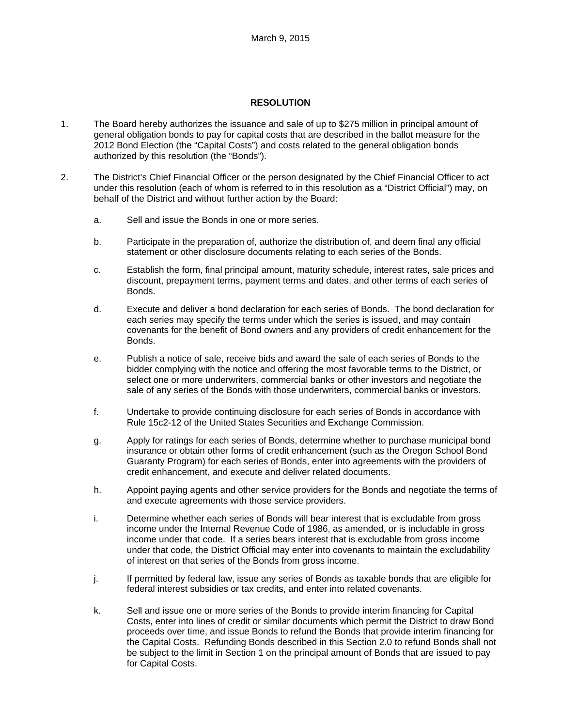March 9, 2015

## RESOLUTION

1. The Board hereby authorizes the issuance and sale of up to $275 million in principal amount of general obligation bonds to pay for capital costs that are described in the ballot measure for the 2012 Bond Election (the "Capital Costs") and costs related to the general obligation bonds authorized by this resolution (the "Bonds").

2. The District's Chief Financial Officer or the person designated by the Chief Financial Officer to act under this resolution (each of whom is referred to in this resolution as a "District Official") may, on behalf of the District and without further action by the Board:

   a. Sell and issue the Bonds in one or more series.

   b. Participate in the preparation of, authorize the distribution of, and deem final any official statement or other disclosure documents relating to each series of the Bonds.

   c. Establish the form, final principal amount, maturity schedule, interest rates, sale prices and discount, prepayment terms, payment terms and dates, and other terms of each series of Bonds.

   d. Execute and deliver a bond declaration for each series of Bonds. The bond declaration for each series may specify the terms under which the series is issued, and may contain covenants for the benefit of Bond owners and any providers of credit enhancement for the Bonds.

   e. Publish a notice of sale, receive bids and award the sale of each series of Bonds to the bidder complying with the notice and offering the most favorable terms to the District, or select one or more underwriters, commercial banks or other investors and negotiate the sale of any series of the Bonds with those underwriters, commercial banks or investors.

   f. Undertake to provide continuing disclosure for each series of Bonds in accordance with Rule 15c2-12 of the United States Securities and Exchange Commission.

   g. Apply for ratings for each series of Bonds, determine whether to purchase municipal bond insurance or obtain other forms of credit enhancement (such as the Oregon School Bond Guaranty Program) for each series of Bonds, enter into agreements with the providers of credit enhancement, and execute and deliver related documents.

   h. Appoint paying agents and other service providers for the Bonds and negotiate the terms of and execute agreements with those service providers.

   i. Determine whether each series of Bonds will bear interest that is excludable from gross income under the Internal Revenue Code of 1986, as amended, or is includable in gross income under that code. If a series bears interest that is excludable from gross income under that code, the District Official may enter into covenants to maintain the excludability of interest on that series of the Bonds from gross income.

   j. If permitted by federal law, issue any series of Bonds as taxable bonds that are eligible for federal interest subsidies or tax credits, and enter into related covenants.

   k. Sell and issue one or more series of the Bonds to provide interim financing for Capital Costs, enter into lines of credit or similar documents which permit the District to draw Bond proceeds over time, and issue Bonds to refund the Bonds that provide interim financing for the Capital Costs. Refunding Bonds described in this Section 2.0 to refund Bonds shall not be subject to the limit in Section 1 on the principal amount of Bonds that are issued to pay for Capital Costs.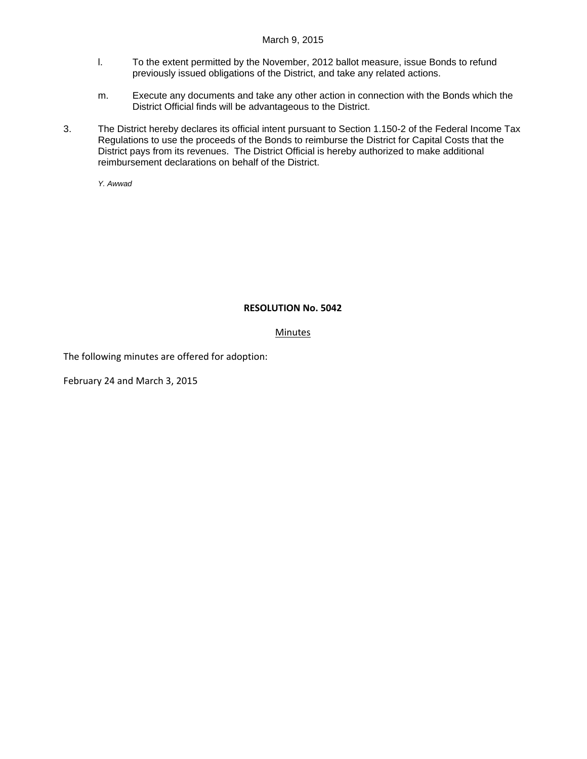l. To the extent permitted by the November, 2012 ballot measure, issue Bonds to refund previously issued obligations of the District, and take any related actions.

m. Execute any documents and take any other action in connection with the Bonds which the District Official finds will be advantageous to the District.

3. The District hereby declares its official intent pursuant to Section 1.150-2 of the Federal Income Tax Regulations to use the proceeds of the Bonds to reimburse the District for Capital Costs that the District pays from its revenues. The District Official is hereby authorized to make additional reimbursement declarations on behalf of the District.

*Y. Awwad*

**RESOLUTION No. 5042**

Minutes

The following minutes are offered for adoption:

February 24 and March 3, 2015